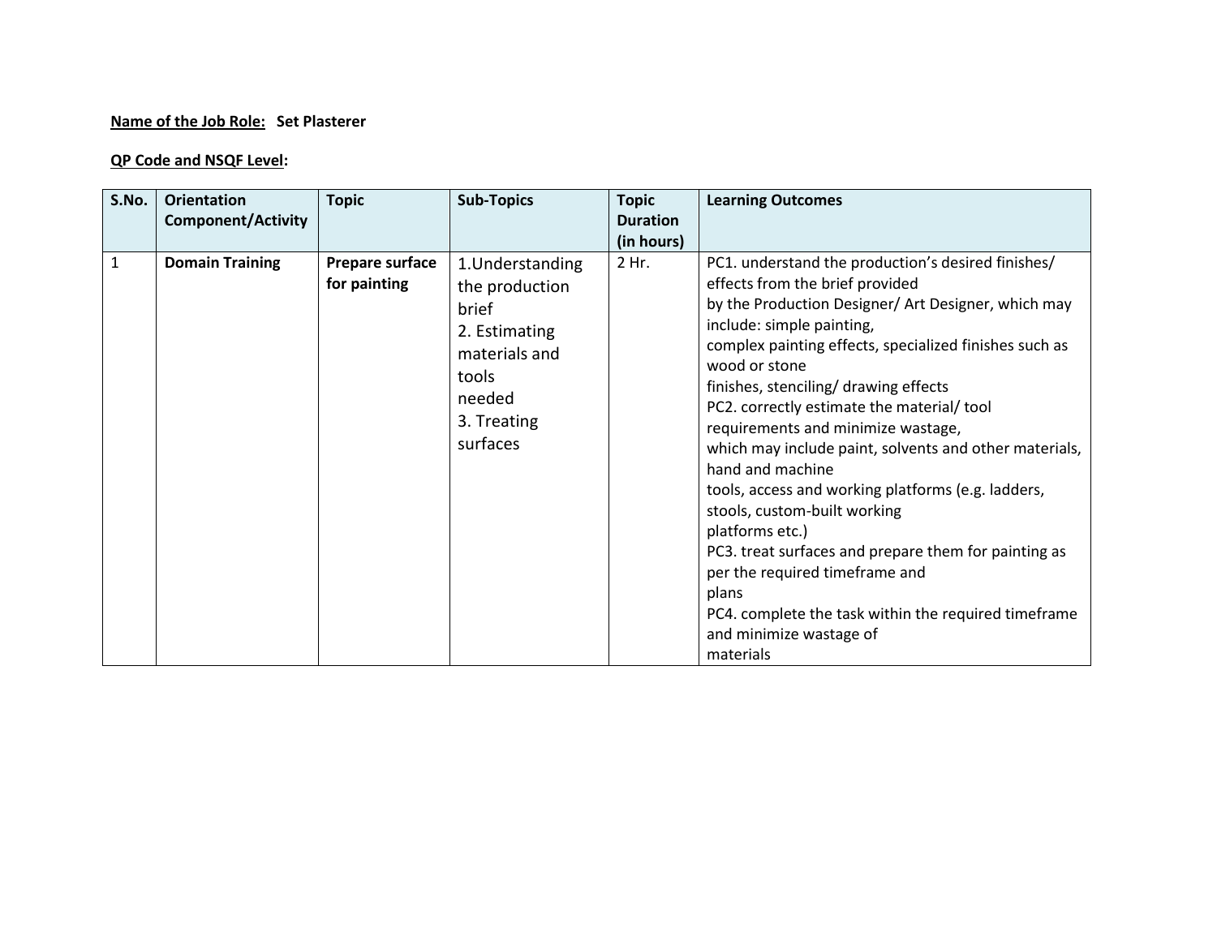**Name of the Job Role:** Set Plasterer

**QP Code and NSQF Level:**

| S.No. | Orientation Component/Activity | Topic | Sub-Topics | Topic Duration (in hours) | Learning Outcomes |
|---|---|---|---|---|---|
| 1 | **Domain Training** | **Prepare surface for painting** | 1.Understanding the production brief<br>2. Estimating materials and tools needed<br>3. Treating surfaces | 2 Hr. | PC1. understand the production's desired finishes/ effects from the brief provided by the Production Designer/ Art Designer, which may include: simple painting, complex painting effects, specialized finishes such as wood or stone finishes, stenciling/ drawing effects<br>PC2. correctly estimate the material/ tool requirements and minimize wastage, which may include paint, solvents and other materials, hand and machine tools, access and working platforms (e.g. ladders, stools, custom-built working platforms etc.)<br>PC3. treat surfaces and prepare them for painting as per the required timeframe and plans<br>PC4. complete the task within the required timeframe and minimize wastage of materials |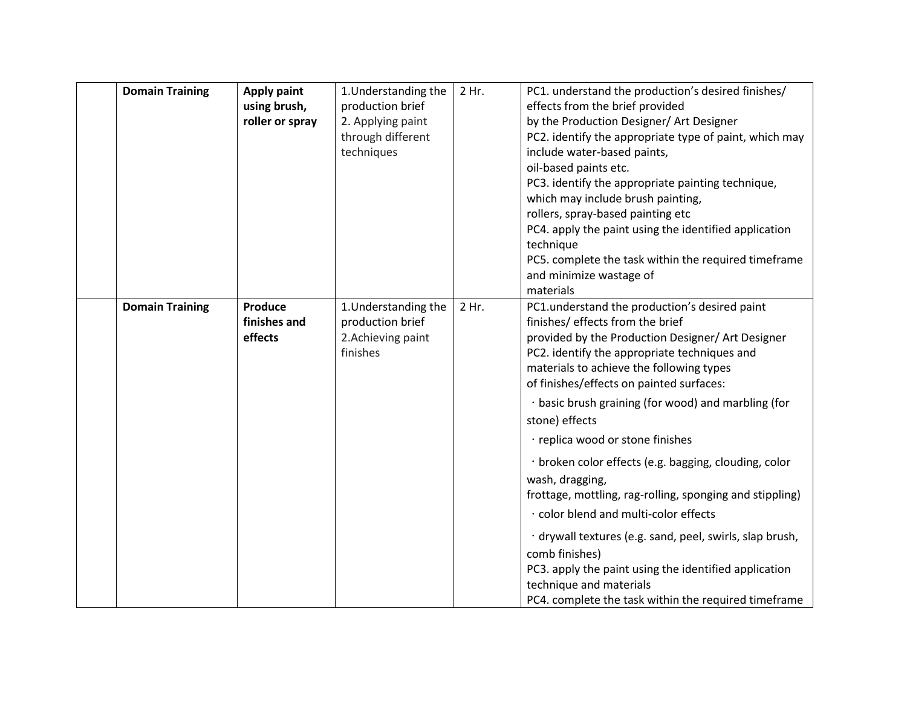|  | Domain Training | Apply paint using brush, roller or spray | 1.Understanding the production brief<br>2. Applying paint through different techniques | 2 Hr. | PC1. understand the production's desired finishes/ effects from the brief provided by the Production Designer/ Art Designer<br>PC2. identify the appropriate type of paint, which may include water-based paints, oil-based paints etc.<br>PC3. identify the appropriate painting technique, which may include brush painting, rollers, spray-based painting etc<br>PC4. apply the paint using the identified application technique<br>PC5. complete the task within the required timeframe and minimize wastage of materials |
|---|---|---|---|---|---|
|  | Domain Training | Produce finishes and effects | 1.Understanding the production brief<br>2.Achieving paint finishes | 2 Hr. | PC1.understand the production's desired paint finishes/ effects from the brief provided by the Production Designer/ Art Designer<br>PC2. identify the appropriate techniques and materials to achieve the following types of finishes/effects on painted surfaces:<br>· basic brush graining (for wood) and marbling (for stone) effects<br>· replica wood or stone finishes<br>· broken color effects (e.g. bagging, clouding, color wash, dragging, frottage, mottling, rag-rolling, sponging and stippling)<br>· color blend and multi-color effects<br>· drywall textures (e.g. sand, peel, swirls, slap brush, comb finishes)<br>PC3. apply the paint using the identified application technique and materials<br>PC4. complete the task within the required timeframe |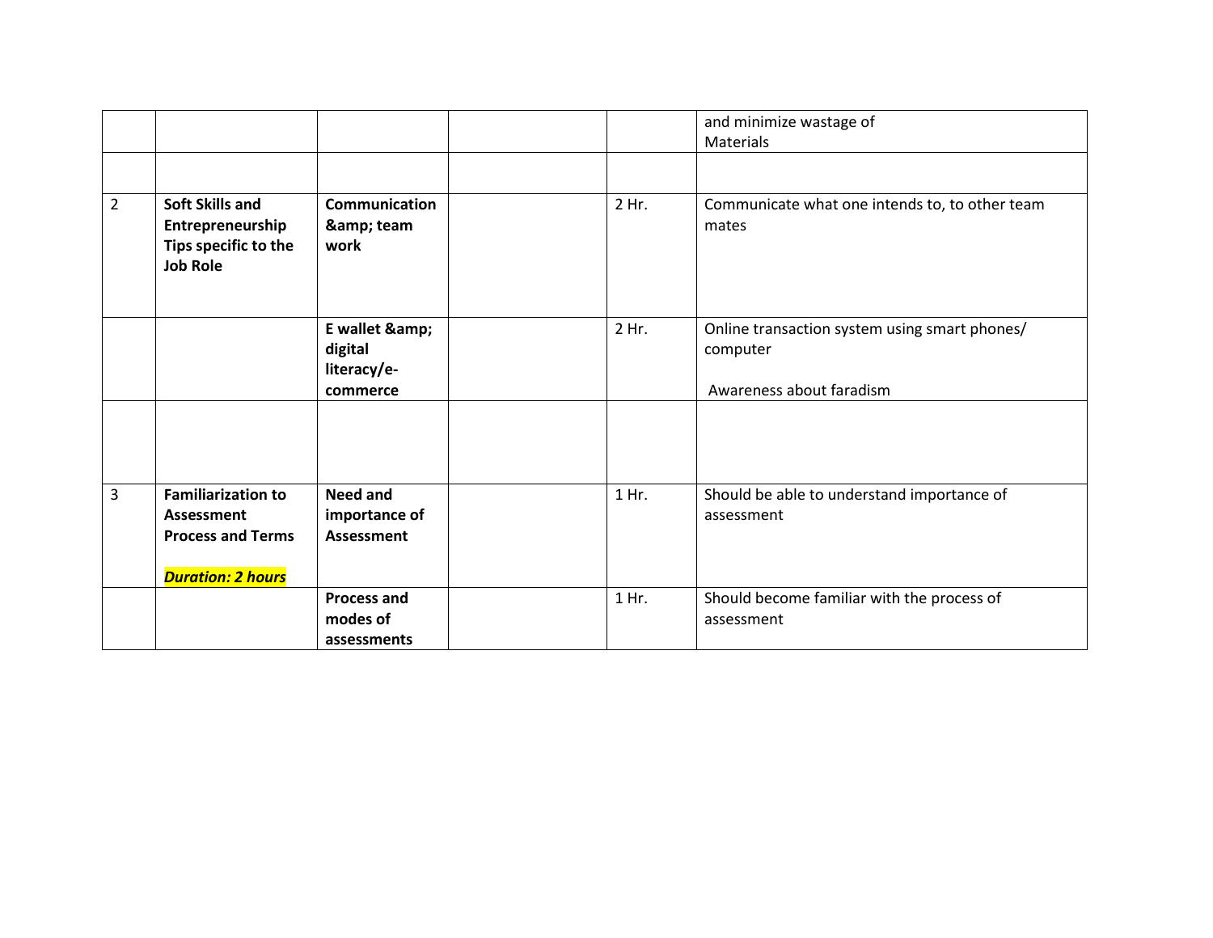| | | | | | |
|---|---|---|---|---|---|
| | | | | | and minimize wastage of Materials |
| | | | | | |
| 2 | **Soft Skills and Entrepreneurship Tips specific to the Job Role** | **Communication &amp; team work** | | 2 Hr. | Communicate what one intends to, to other team mates |
| | | **E wallet &amp; digital literacy/e-commerce** | | 2 Hr. | Online transaction system using smart phones/ computer<br><br>Awareness about faradism |
| | | | | | |
| 3 | **Familiarization to Assessment Process and Terms**<br><br>***Duration: 2 hours*** | **Need and importance of Assessment** | | 1 Hr. | Should be able to understand importance of assessment |
| | | **Process and modes of assessments** | | 1 Hr. | Should become familiar with the process of assessment |